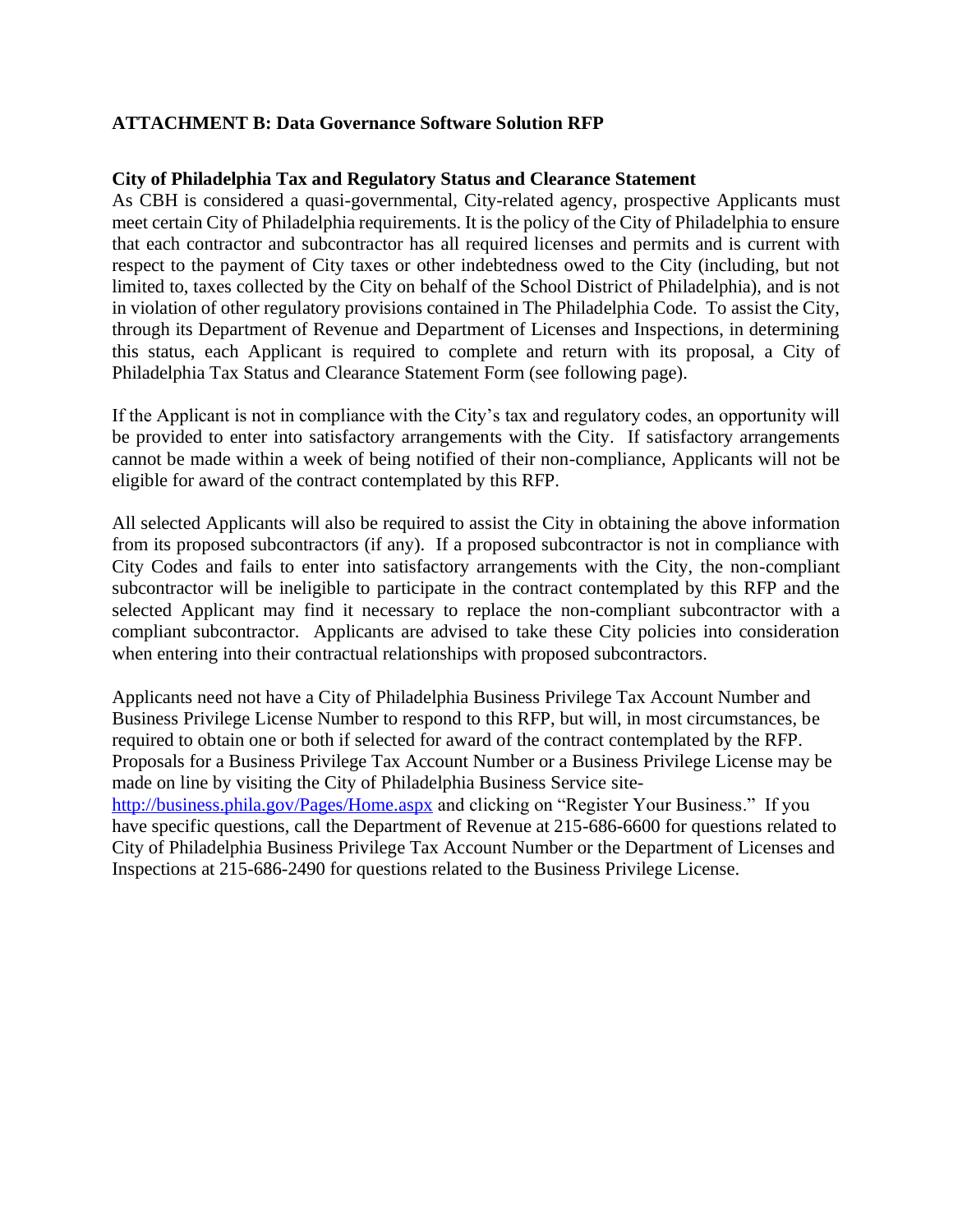**ATTACHMENT B: Data Governance Software Solution RFP**

**City of Philadelphia Tax and Regulatory Status and Clearance Statement**

As CBH is considered a quasi-governmental, City-related agency, prospective Applicants must meet certain City of Philadelphia requirements. It is the policy of the City of Philadelphia to ensure that each contractor and subcontractor has all required licenses and permits and is current with respect to the payment of City taxes or other indebtedness owed to the City (including, but not limited to, taxes collected by the City on behalf of the School District of Philadelphia), and is not in violation of other regulatory provisions contained in The Philadelphia Code. To assist the City, through its Department of Revenue and Department of Licenses and Inspections, in determining this status, each Applicant is required to complete and return with its proposal, a City of Philadelphia Tax Status and Clearance Statement Form (see following page).

If the Applicant is not in compliance with the City's tax and regulatory codes, an opportunity will be provided to enter into satisfactory arrangements with the City. If satisfactory arrangements cannot be made within a week of being notified of their non-compliance, Applicants will not be eligible for award of the contract contemplated by this RFP.

All selected Applicants will also be required to assist the City in obtaining the above information from its proposed subcontractors (if any). If a proposed subcontractor is not in compliance with City Codes and fails to enter into satisfactory arrangements with the City, the non-compliant subcontractor will be ineligible to participate in the contract contemplated by this RFP and the selected Applicant may find it necessary to replace the non-compliant subcontractor with a compliant subcontractor. Applicants are advised to take these City policies into consideration when entering into their contractual relationships with proposed subcontractors.

Applicants need not have a City of Philadelphia Business Privilege Tax Account Number and Business Privilege License Number to respond to this RFP, but will, in most circumstances, be required to obtain one or both if selected for award of the contract contemplated by the RFP. Proposals for a Business Privilege Tax Account Number or a Business Privilege License may be made on line by visiting the City of Philadelphia Business Service site- http://business.phila.gov/Pages/Home.aspx and clicking on "Register Your Business." If you have specific questions, call the Department of Revenue at 215-686-6600 for questions related to City of Philadelphia Business Privilege Tax Account Number or the Department of Licenses and Inspections at 215-686-2490 for questions related to the Business Privilege License.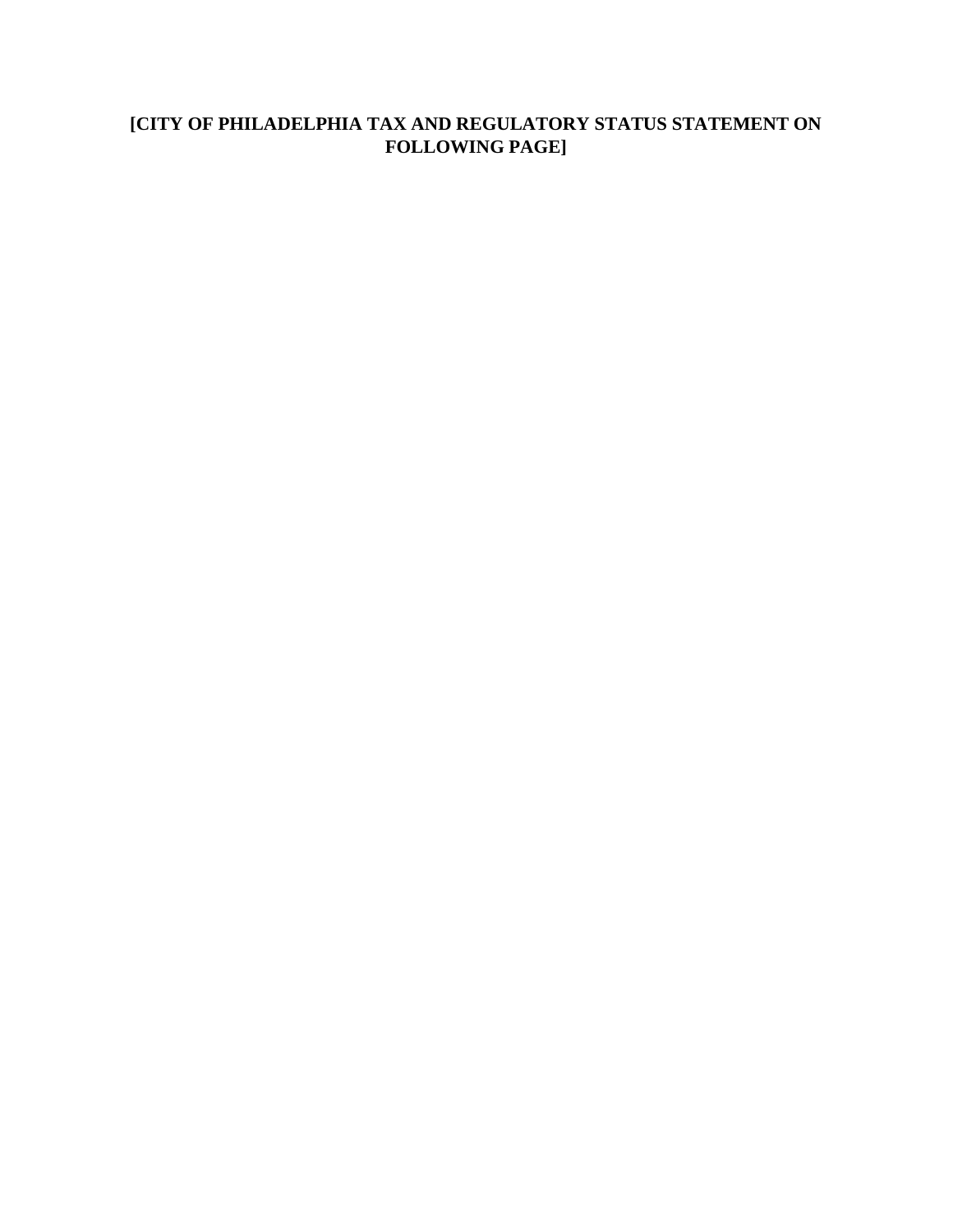**[CITY OF PHILADELPHIA TAX AND REGULATORY STATUS STATEMENT ON FOLLOWING PAGE]**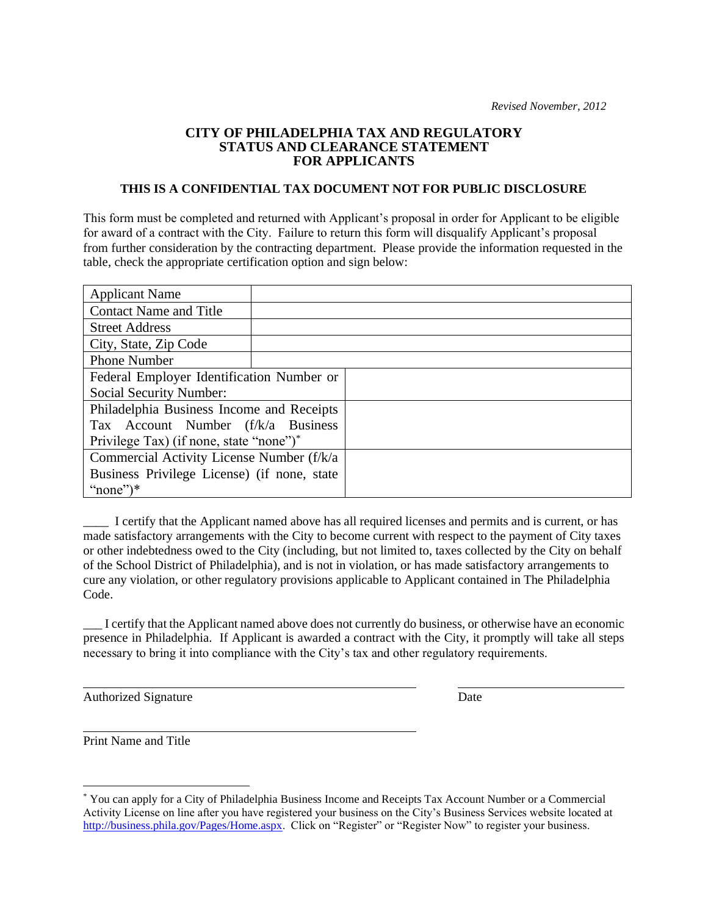*Revised November, 2012*

# CITY OF PHILADELPHIA TAX AND REGULATORY STATUS AND CLEARANCE STATEMENT FOR APPLICANTS

**THIS IS A CONFIDENTIAL TAX DOCUMENT NOT FOR PUBLIC DISCLOSURE**

This form must be completed and returned with Applicant's proposal in order for Applicant to be eligible for award of a contract with the City. Failure to return this form will disqualify Applicant's proposal from further consideration by the contracting department. Please provide the information requested in the table, check the appropriate certification option and sign below:

| | |
|---|---|
| Applicant Name | |
| Contact Name and Title | |
| Street Address | |
| City, State, Zip Code | |
| Phone Number | |
| Federal Employer Identification Number or Social Security Number: | |
| Philadelphia Business Income and Receipts Tax Account Number (f/k/a Business Privilege Tax) (if none, state "none")* | |
| Commercial Activity License Number (f/k/a Business Privilege License) (if none, state "none")* | |

____ I certify that the Applicant named above has all required licenses and permits and is current, or has made satisfactory arrangements with the City to become current with respect to the payment of City taxes or other indebtedness owed to the City (including, but not limited to, taxes collected by the City on behalf of the School District of Philadelphia), and is not in violation, or has made satisfactory arrangements to cure any violation, or other regulatory provisions applicable to Applicant contained in The Philadelphia Code.

___ I certify that the Applicant named above does not currently do business, or otherwise have an economic presence in Philadelphia. If Applicant is awarded a contract with the City, it promptly will take all steps necessary to bring it into compliance with the City's tax and other regulatory requirements.

______________________________ ______________

Authorized Signature Date

______________________________

Print Name and Title

---

* You can apply for a City of Philadelphia Business Income and Receipts Tax Account Number or a Commercial Activity License on line after you have registered your business on the City's Business Services website located at http://business.phila.gov/Pages/Home.aspx. Click on "Register" or "Register Now" to register your business.